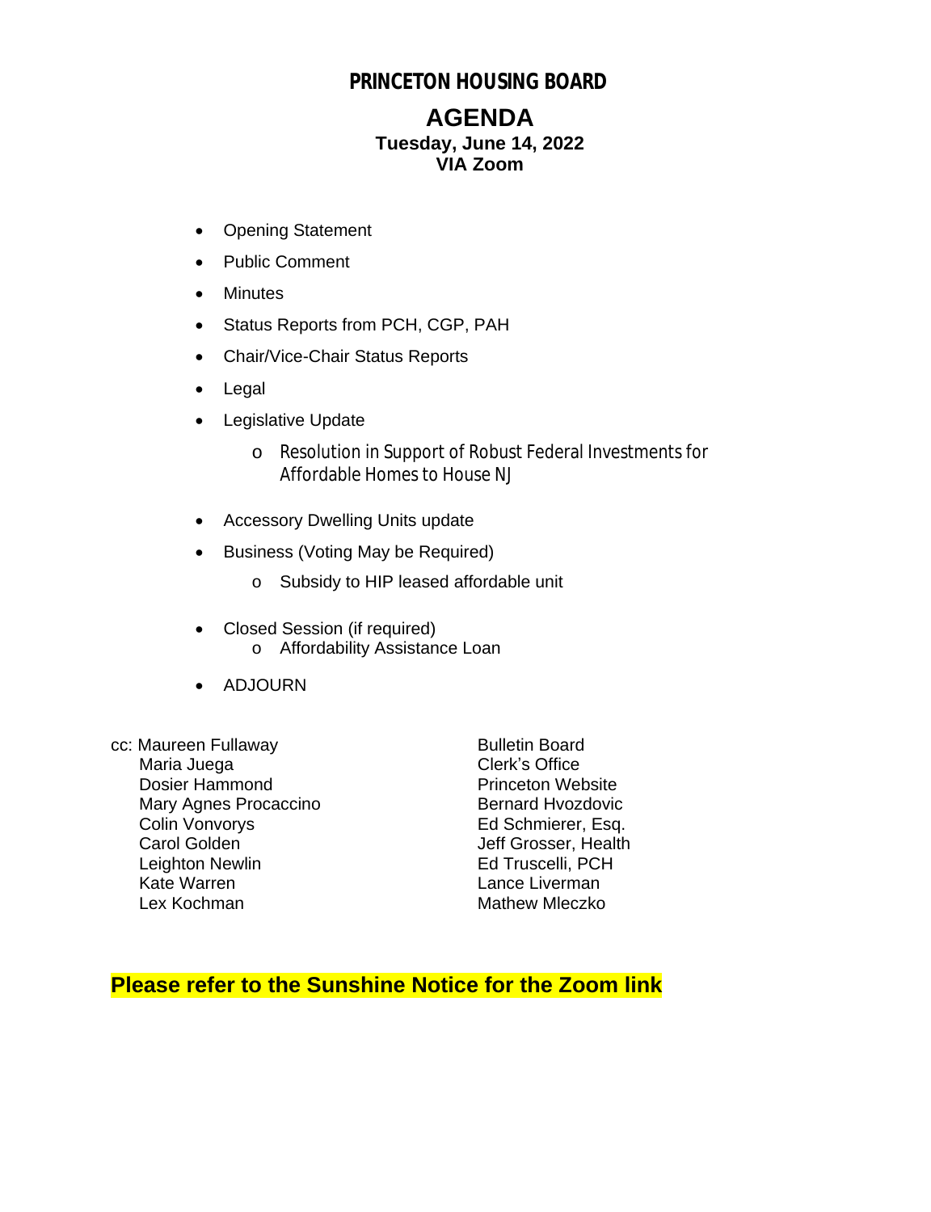# PRINCETON HOUSING BOARD

## AGENDA

**Tuesday, June 14, 2022**
**VIA Zoom**

- Opening Statement
- Public Comment
- Minutes
- Status Reports from PCH, CGP, PAH
- Chair/Vice-Chair Status Reports
- Legal
- Legislative Update
  - Resolution in Support of Robust Federal Investments for Affordable Homes to House NJ
- Accessory Dwelling Units update
- Business (Voting May be Required)
  - Subsidy to HIP leased affordable unit
- Closed Session (if required)
  - Affordability Assistance Loan
- ADJOURN

cc: Maureen Fullaway
Maria Juega
Dosier Hammond
Mary Agnes Procaccino
Colin Vonvorys
Carol Golden
Leighton Newlin
Kate Warren
Lex Kochman

Bulletin Board
Clerk's Office
Princeton Website
Bernard Hvozdovic
Ed Schmierer, Esq.
Jeff Grosser, Health
Ed Truscelli, PCH
Lance Liverman
Mathew Mleczko

**Please refer to the Sunshine Notice for the Zoom link**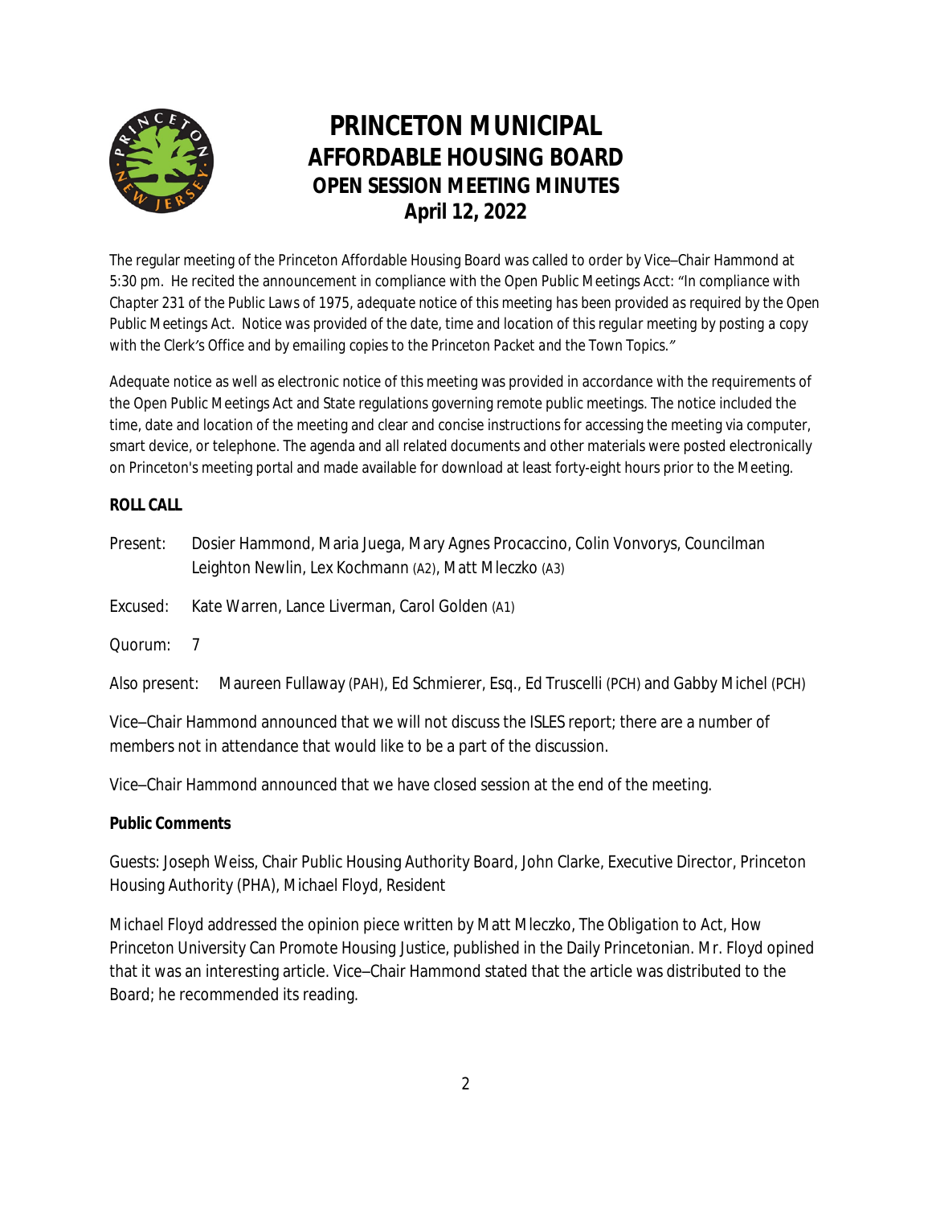# PRINCETON MUNICIPAL
## AFFORDABLE HOUSING BOARD
### OPEN SESSION MEETING MINUTES
### April 12, 2022

The regular meeting of the Princeton Affordable Housing Board was called to order by Vice–Chair Hammond at 5:30 pm. He recited the announcement in compliance with the Open Public Meetings Acct: *"In compliance with Chapter 231 of the Public Laws of 1975, adequate notice of this meeting has been provided as required by the Open Public Meetings Act. Notice was provided of the date, time and location of this regular meeting by posting a copy with the Clerk's Office and by emailing copies to the Princeton Packet and the Town Topics."*

Adequate notice as well as electronic notice of this meeting was provided in accordance with the requirements of the Open Public Meetings Act and State regulations governing remote public meetings. The notice included the time, date and location of the meeting and clear and concise instructions for accessing the meeting via computer, smart device, or telephone. The agenda and all related documents and other materials were posted electronically on Princeton's meeting portal and made available for download at least forty-eight hours prior to the Meeting.

**ROLL CALL**

Present: Dosier Hammond, Maria Juega, Mary Agnes Procaccino, Colin Vonvorys, Councilman Leighton Newlin, Lex Kochmann (A2), Matt Mleczko (A3)

Excused: Kate Warren, Lance Liverman, Carol Golden (A1)

Quorum: 7

Also present: Maureen Fullaway (PAH), Ed Schmierer, Esq., Ed Truscelli (PCH) and Gabby Michel (PCH)

Vice–Chair Hammond announced that we will not discuss the ISLES report; there are a number of members not in attendance that would like to be a part of the discussion.

Vice–Chair Hammond announced that we have closed session at the end of the meeting.

**Public Comments**

Guests: Joseph Weiss, Chair Public Housing Authority Board, John Clarke, Executive Director, Princeton Housing Authority (PHA), Michael Floyd, Resident

Michael Floyd addressed the opinion piece written by Matt Mleczko, *The Obligation to Act, How Princeton University Can Promote Housing Justice*, published in the Daily Princetonian. Mr. Floyd opined that it was an interesting article. Vice–Chair Hammond stated that the article was distributed to the Board; he recommended its reading.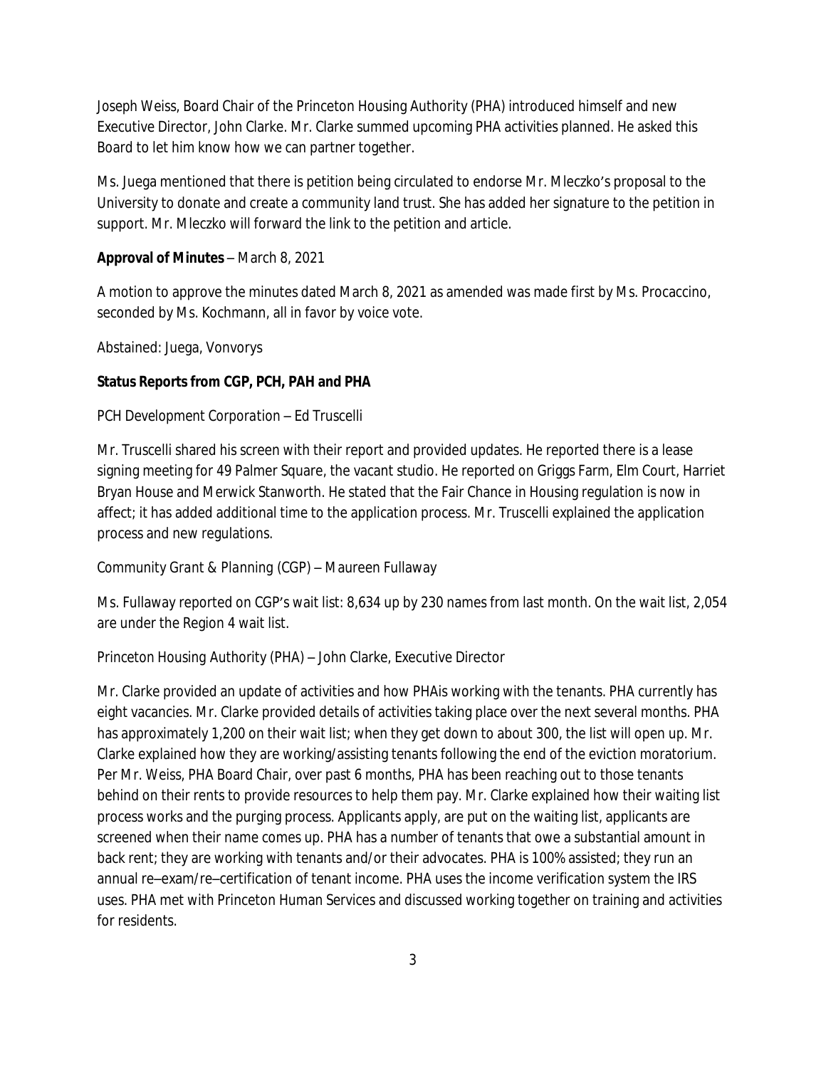Joseph Weiss, Board Chair of the Princeton Housing Authority (PHA) introduced himself and new Executive Director, John Clarke. Mr. Clarke summed upcoming PHA activities planned. He asked this Board to let him know how we can partner together.

Ms. Juega mentioned that there is petition being circulated to endorse Mr. Mleczko's proposal to the University to donate and create a community land trust. She has added her signature to the petition in support. Mr. Mleczko will forward the link to the petition and article.

**Approval of Minutes** – March 8, 2021

A motion to approve the minutes dated March 8, 2021 as amended was made first by Ms. Procaccino, seconded by Ms. Kochmann, all in favor by voice vote.

Abstained: Juega, Vonvorys

**Status Reports from CGP, PCH, PAH and PHA**

*PCH Development Corporation – Ed Truscelli*

Mr. Truscelli shared his screen with their report and provided updates. He reported there is a lease signing meeting for 49 Palmer Square, the vacant studio. He reported on Griggs Farm, Elm Court, Harriet Bryan House and Merwick Stanworth. He stated that the Fair Chance in Housing regulation is now in affect; it has added additional time to the application process. Mr. Truscelli explained the application process and new regulations.

*Community Grant & Planning (CGP) – Maureen Fullaway*

Ms. Fullaway reported on CGP's wait list: 8,634 up by 230 names from last month. On the wait list, 2,054 are under the Region 4 wait list.

*Princeton Housing Authority (PHA) – John Clarke, Executive Director*

Mr. Clarke provided an update of activities and how PHAis working with the tenants. PHA currently has eight vacancies. Mr. Clarke provided details of activities taking place over the next several months. PHA has approximately 1,200 on their wait list; when they get down to about 300, the list will open up. Mr. Clarke explained how they are working/assisting tenants following the end of the eviction moratorium. Per Mr. Weiss, PHA Board Chair, over past 6 months, PHA has been reaching out to those tenants behind on their rents to provide resources to help them pay. Mr. Clarke explained how their waiting list process works and the purging process. Applicants apply, are put on the waiting list, applicants are screened when their name comes up. PHA has a number of tenants that owe a substantial amount in back rent; they are working with tenants and/or their advocates. PHA is 100% assisted; they run an annual re–exam/re–certification of tenant income. PHA uses the income verification system the IRS uses. PHA met with Princeton Human Services and discussed working together on training and activities for residents.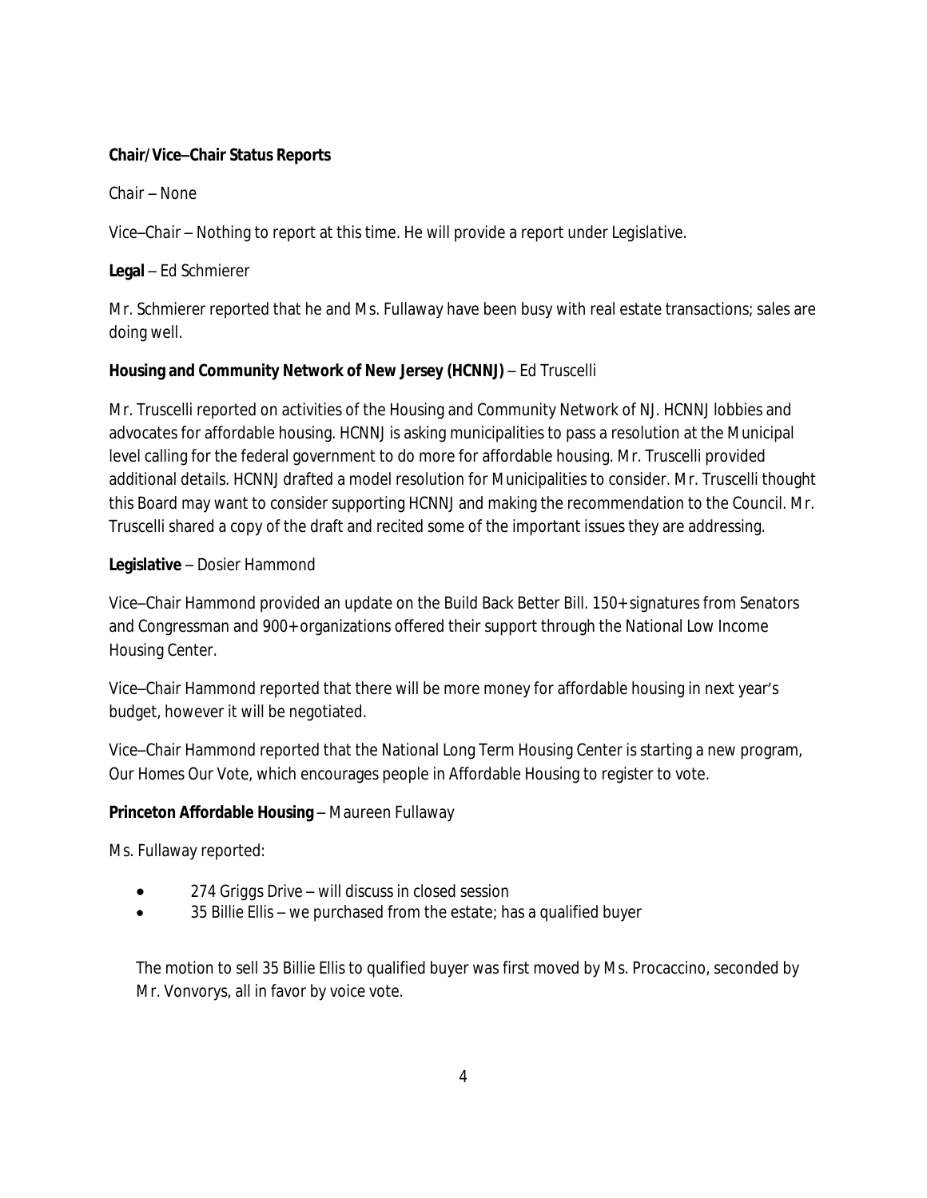**Chair/Vice–Chair Status Reports**

Chair – None

Vice–Chair – Nothing to report at this time. He will provide a report under Legislative.

**Legal** – Ed Schmierer

Mr. Schmierer reported that he and Ms. Fullaway have been busy with real estate transactions; sales are doing well.

**Housing and Community Network of New Jersey (HCNNJ)** – Ed Truscelli

Mr. Truscelli reported on activities of the Housing and Community Network of NJ. HCNNJ lobbies and advocates for affordable housing. HCNNJ is asking municipalities to pass a resolution at the Municipal level calling for the federal government to do more for affordable housing. Mr. Truscelli provided additional details. HCNNJ drafted a model resolution for Municipalities to consider. Mr. Truscelli thought this Board may want to consider supporting HCNNJ and making the recommendation to the Council. Mr. Truscelli shared a copy of the draft and recited some of the important issues they are addressing.

**Legislative** – Dosier Hammond

Vice–Chair Hammond provided an update on the Build Back Better Bill. 150+ signatures from Senators and Congressman and 900+ organizations offered their support through the National Low Income Housing Center.

Vice–Chair Hammond reported that there will be more money for affordable housing in next year's budget, however it will be negotiated.

Vice–Chair Hammond reported that the National Long Term Housing Center is starting a new program, Our Homes Our Vote, which encourages people in Affordable Housing to register to vote.

**Princeton Affordable Housing** – Maureen Fullaway

Ms. Fullaway reported:

- 274 Griggs Drive – will discuss in closed session
- 35 Billie Ellis – we purchased from the estate; has a qualified buyer

The motion to sell 35 Billie Ellis to qualified buyer was first moved by Ms. Procaccino, seconded by Mr. Vonvorys, all in favor by voice vote.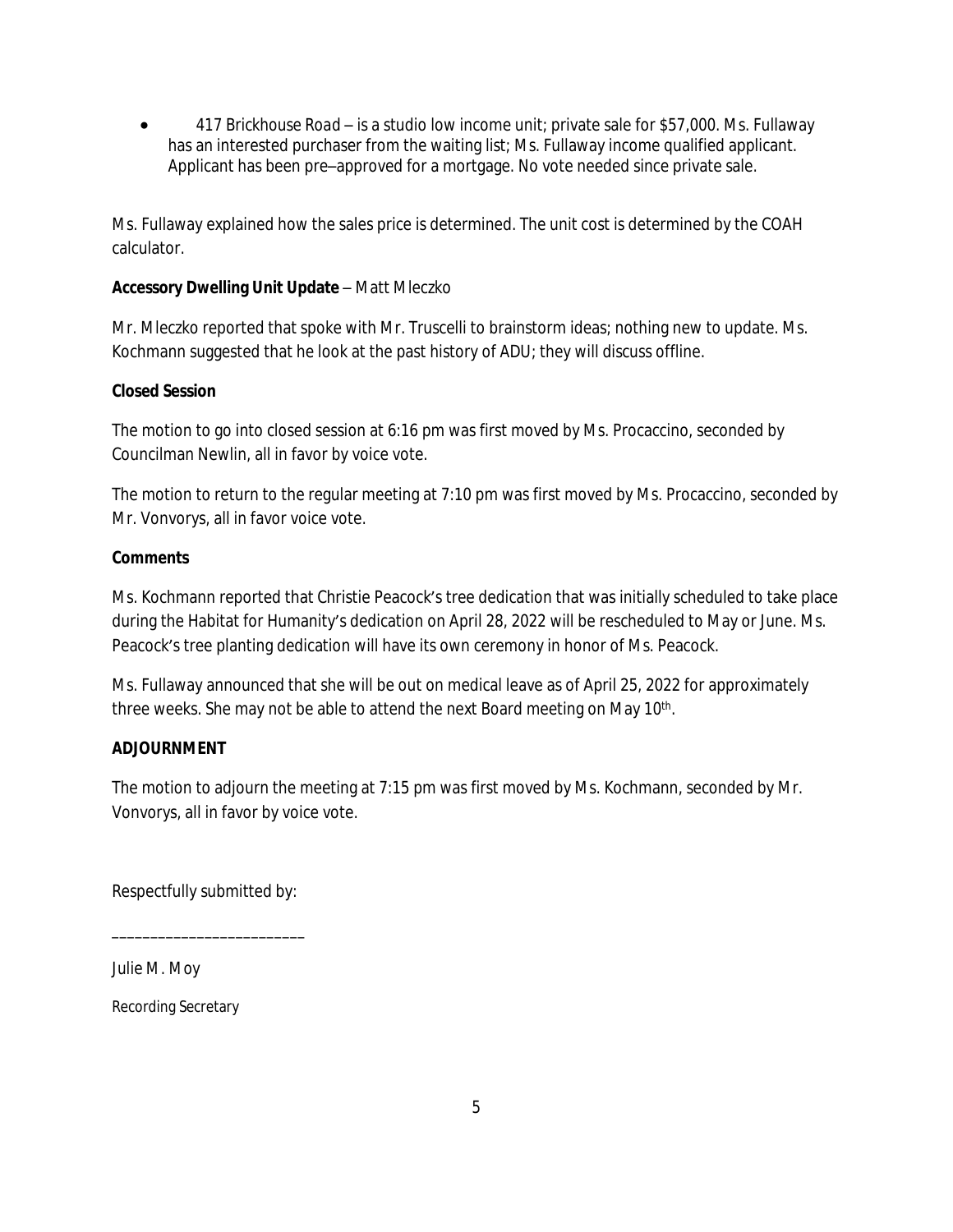- 417 Brickhouse Road – is a studio low income unit; private sale for $57,000. Ms. Fullaway has an interested purchaser from the waiting list; Ms. Fullaway income qualified applicant. Applicant has been pre-approved for a mortgage. No vote needed since private sale.

Ms. Fullaway explained how the sales price is determined. The unit cost is determined by the COAH calculator.

**Accessory Dwelling Unit Update** – Matt Mleczko

Mr. Mleczko reported that spoke with Mr. Truscelli to brainstorm ideas; nothing new to update. Ms. Kochmann suggested that he look at the past history of ADU; they will discuss offline.

**Closed Session**

The motion to go into closed session at 6:16 pm was first moved by Ms. Procaccino, seconded by Councilman Newlin, all in favor by voice vote.

The motion to return to the regular meeting at 7:10 pm was first moved by Ms. Procaccino, seconded by Mr. Vonvorys, all in favor voice vote.

**Comments**

Ms. Kochmann reported that Christie Peacock's tree dedication that was initially scheduled to take place during the Habitat for Humanity's dedication on April 28, 2022 will be rescheduled to May or June. Ms. Peacock's tree planting dedication will have its own ceremony in honor of Ms. Peacock.

Ms. Fullaway announced that she will be out on medical leave as of April 25, 2022 for approximately three weeks. She may not be able to attend the next Board meeting on May 10th.

**ADJOURNMENT**

The motion to adjourn the meeting at 7:15 pm was first moved by Ms. Kochmann, seconded by Mr. Vonvorys, all in favor by voice vote.

Respectfully submitted by:

_________________________

Julie M. Moy

Recording Secretary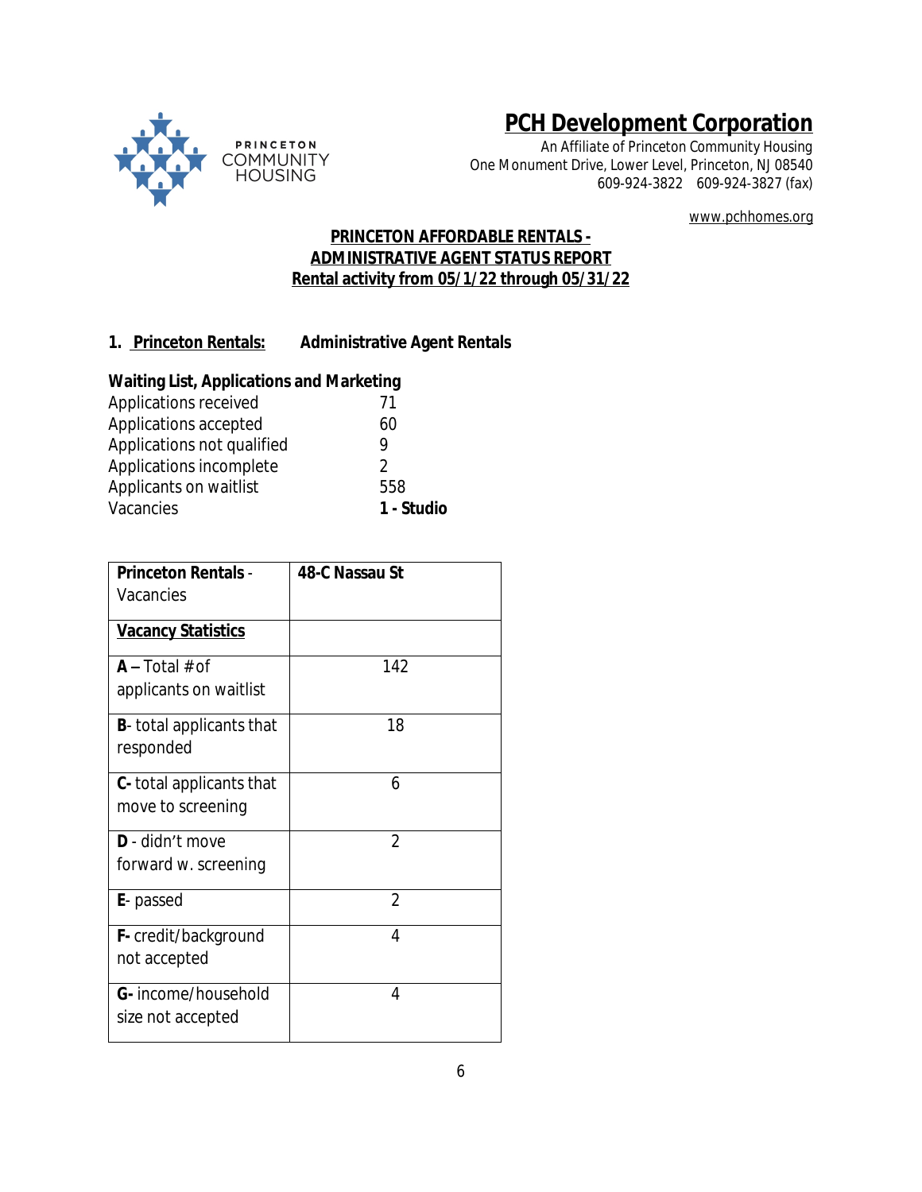# PCH Development Corporation

An Affiliate of Princeton Community Housing
One Monument Drive, Lower Level, Princeton, NJ 08540
609-924-3822 609-924-3827 (fax)

www.pchhomes.org

## PRINCETON AFFORDABLE RENTALS - ADMINISTRATIVE AGENT STATUS REPORT
### Rental activity from 05/1/22 through 05/31/22

**1. Princeton Rentals:** **Administrative Agent Rentals**

**Waiting List, Applications and Marketing**

| | |
|---|---|
| Applications received | 71 |
| Applications accepted | 60 |
| Applications not qualified | 9 |
| Applications incomplete | 2 |
| Applicants on waitlist | 558 |
| Vacancies | **1 - Studio** |

| **Princeton Rentals** - Vacancies | **48-C Nassau St** |
|---|---|
| **Vacancy Statistics** | |
| **A** – Total # of applicants on waitlist | 142 |
| **B**- total applicants that responded | 18 |
| **C-** total applicants that move to screening | 6 |
| **D** - didn't move forward w. screening | 2 |
| **E**- passed | 2 |
| **F-** credit/background not accepted | 4 |
| **G-** income/household size not accepted | 4 |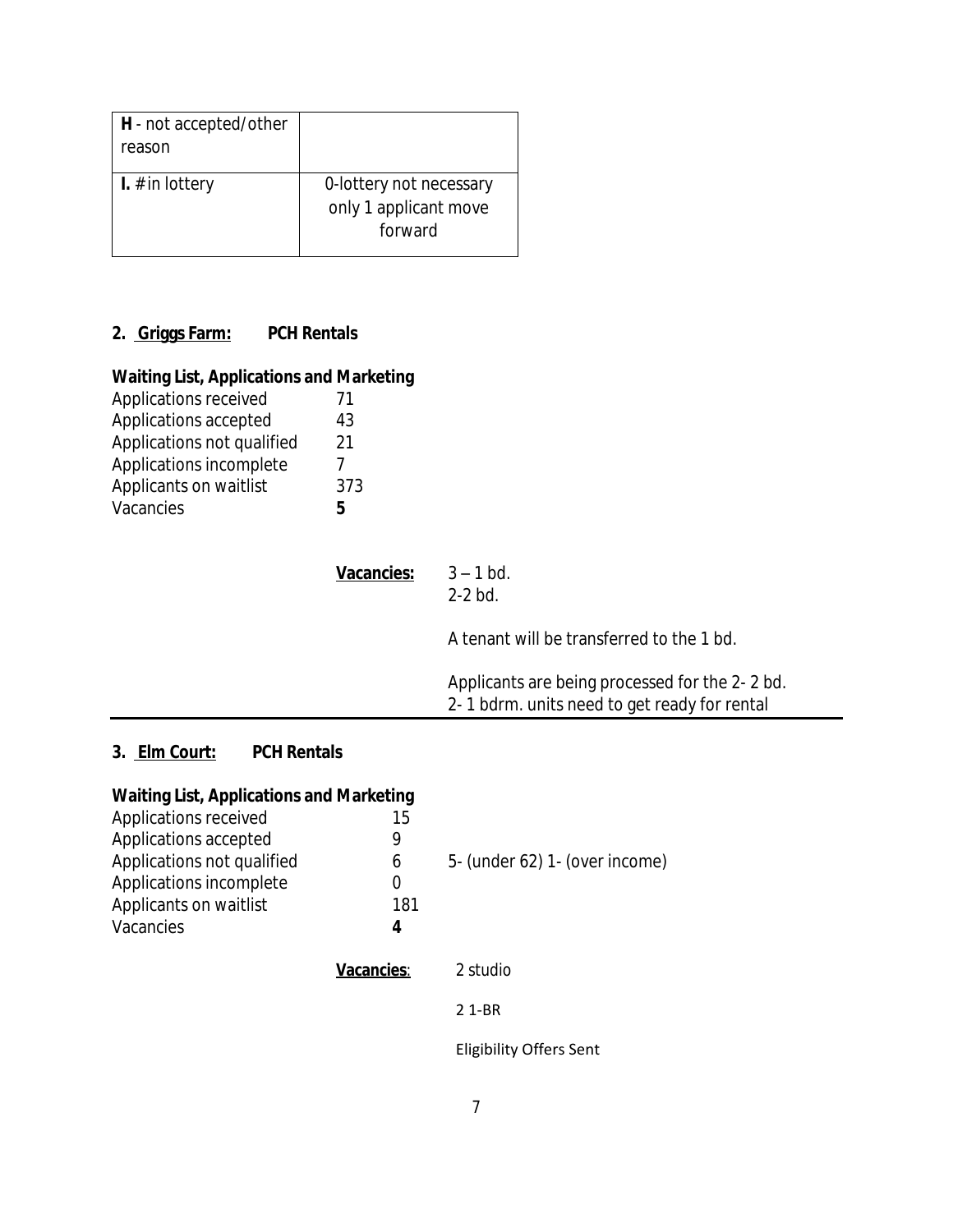| H - not accepted/other reason | |
|---|---|
| I. # in lottery | 0-lottery not necessary only 1 applicant move forward |

**2. Griggs Farm: PCH Rentals**

**Waiting List, Applications and Marketing**

| | |
|---|---|
| Applications received | 71 |
| Applications accepted | 43 |
| Applications not qualified | 21 |
| Applications incomplete | 7 |
| Applicants on waitlist | 373 |
| Vacancies | **5** |

**Vacancies:** 3 – 1 bd.
2-2 bd.

A tenant will be transferred to the 1 bd.

Applicants are being processed for the 2- 2 bd.
2- 1 bdrm. units need to get ready for rental

---

**3. Elm Court: PCH Rentals**

**Waiting List, Applications and Marketing**

| | | |
|---|---|---|
| Applications received | 15 | |
| Applications accepted | 9 | |
| Applications not qualified | 6 | 5- (under 62) 1- (over income) |
| Applications incomplete | 0 | |
| Applicants on waitlist | 181 | |
| Vacancies | **4** | |

**Vacancies**: 2 studio

2 1-BR

Eligibility Offers Sent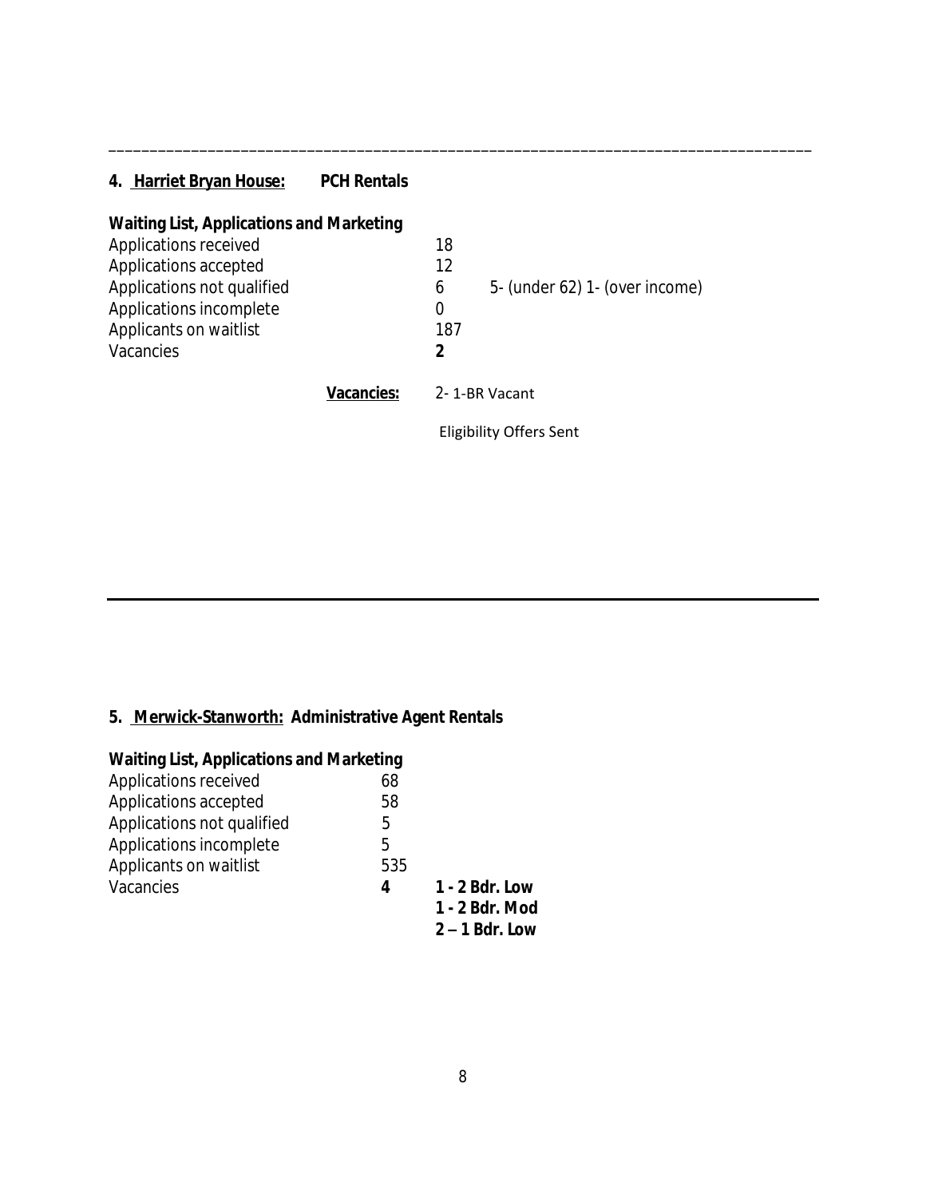---

## 4. <u>Harriet Bryan House:</u> PCH Rentals

**Waiting List, Applications and Marketing**

| | | |
|---|---|---|
| Applications received | 18 | |
| Applications accepted | 12 | |
| Applications not qualified | 6 | 5- (under 62) 1- (over income) |
| Applications incomplete | 0 | |
| Applicants on waitlist | 187 | |
| Vacancies | **2** | |

**<u>Vacancies:</u>** 2- 1-BR Vacant

Eligibility Offers Sent

---

## 5. <u>Merwick-Stanworth:</u> Administrative Agent Rentals

**Waiting List, Applications and Marketing**

| | | |
|---|---|---|
| Applications received | 68 | |
| Applications accepted | 58 | |
| Applications not qualified | 5 | |
| Applications incomplete | 5 | |
| Applicants on waitlist | 535 | |
| Vacancies | **4** | **1 - 2 Bdr. Low**<br>**1 - 2 Bdr. Mod**<br>**2 – 1 Bdr. Low** |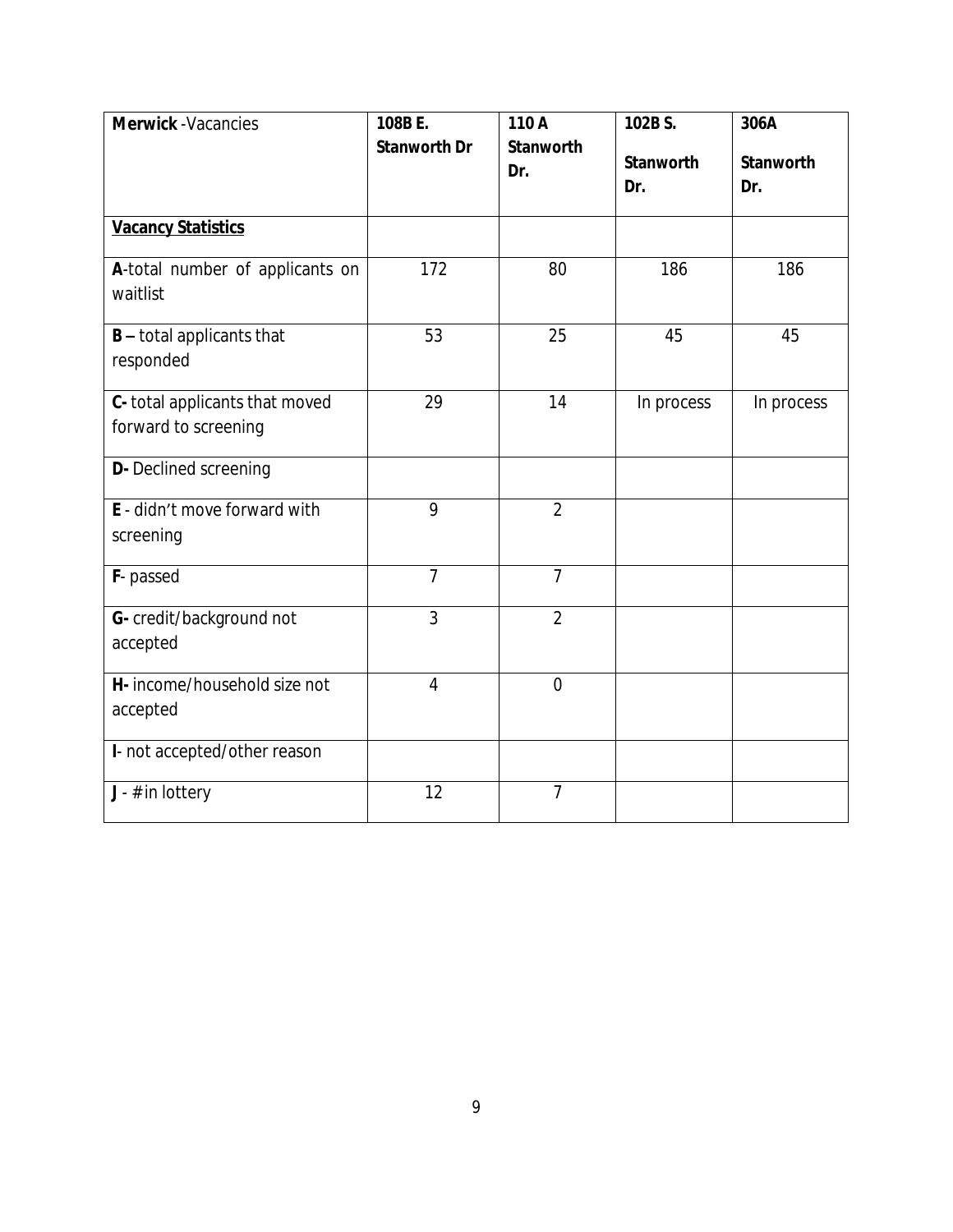| **Merwick** -Vacancies | **108B E. Stanworth Dr** | **110 A Stanworth Dr.** | **102B S. Stanworth Dr.** | **306A Stanworth Dr.** |
|---|---|---|---|---|
| **Vacancy Statistics** | | | | |
| **A**-total number of applicants on waitlist | 172 | 80 | 186 | 186 |
| **B –** total applicants that responded | 53 | 25 | 45 | 45 |
| **C-** total applicants that moved forward to screening | 29 | 14 | In process | In process |
| **D-** Declined screening | | | | |
| **E** - didn't move forward with screening | 9 | 2 | | |
| **F**- passed | 7 | 7 | | |
| **G-** credit/background not accepted | 3 | 2 | | |
| **H-** income/household size not accepted | 4 | 0 | | |
| **I**- not accepted/other reason | | | | |
| **J** - # in lottery | 12 | 7 | | |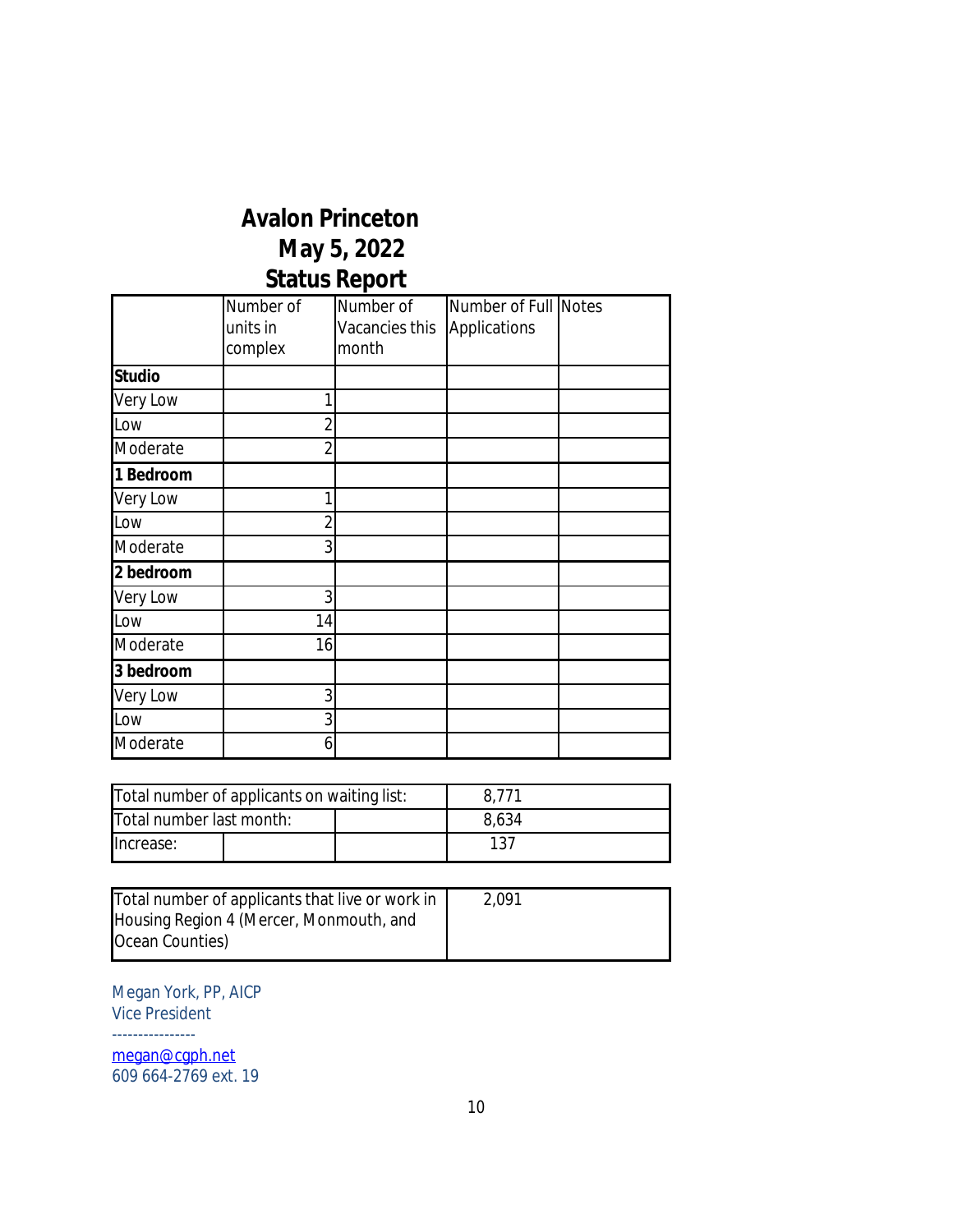# Avalon Princeton
## May 5, 2022
## Status Report

| | Number of units in complex | Number of Vacancies this month | Number of Full Applications | Notes |
|---|---|---|---|---|
| **Studio** | | | | |
| Very Low | 1 | | | |
| Low | 2 | | | |
| Moderate | 2 | | | |
| **1 Bedroom** | | | | |
| Very Low | 1 | | | |
| Low | 2 | | | |
| Moderate | 3 | | | |
| **2 bedroom** | | | | |
| Very Low | 3 | | | |
| Low | 14 | | | |
| Moderate | 16 | | | |
| **3 bedroom** | | | | |
| Very Low | 3 | | | |
| Low | 3 | | | |
| Moderate | 6 | | | |

| | |
|---|---|
| Total number of applicants on waiting list: | 8,771 |
| Total number last month: | 8,634 |
| Increase: | 137 |

| | |
|---|---|
| Total number of applicants that live or work in Housing Region 4 (Mercer, Monmouth, and Ocean Counties) | 2,091 |

Megan York, PP, AICP
Vice President
----------------
megan@cgph.net
609 664-2769 ext. 19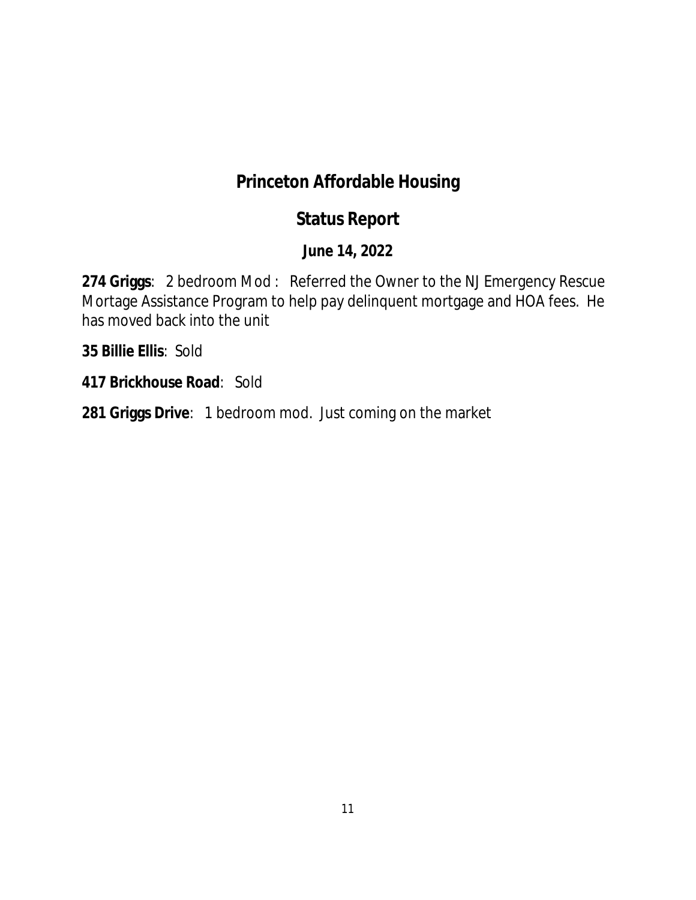# Princeton Affordable Housing

## Status Report

### June 14, 2022

**274 Griggs**: 2 bedroom Mod : Referred the Owner to the NJ Emergency Rescue Mortage Assistance Program to help pay delinquent mortgage and HOA fees. He has moved back into the unit

**35 Billie Ellis**: Sold

**417 Brickhouse Road**: Sold

**281 Griggs Drive**: 1 bedroom mod. Just coming on the market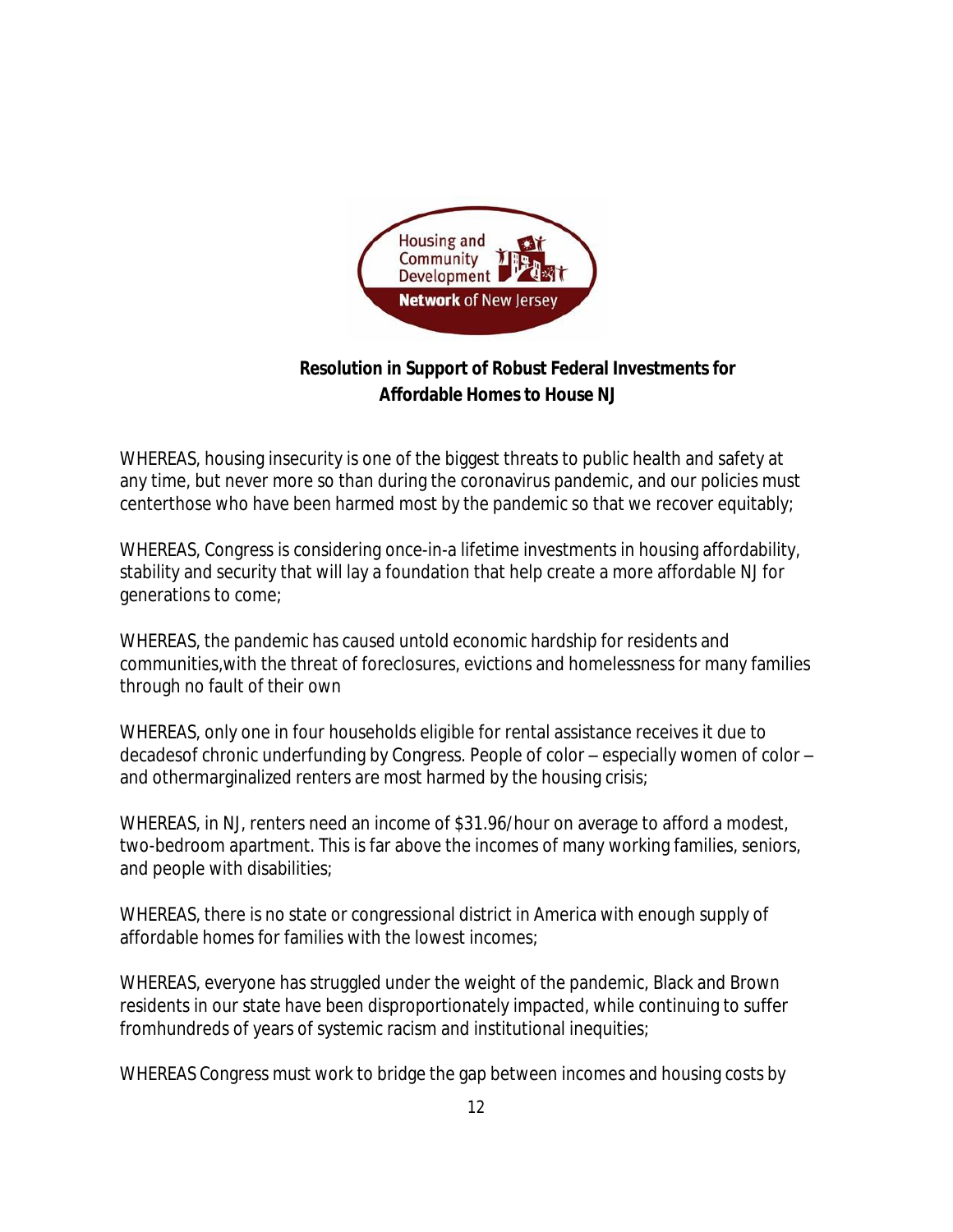**Resolution in Support of Robust Federal Investments for Affordable Homes to House NJ**

WHEREAS, housing insecurity is one of the biggest threats to public health and safety at any time, but never more so than during the coronavirus pandemic, and our policies must centerthose who have been harmed most by the pandemic so that we recover equitably;

WHEREAS, Congress is considering once-in-a lifetime investments in housing affordability, stability and security that will lay a foundation that help create a more affordable NJ for generations to come;

WHEREAS, the pandemic has caused untold economic hardship for residents and communities,with the threat of foreclosures, evictions and homelessness for many families through no fault of their own

WHEREAS, only one in four households eligible for rental assistance receives it due to decadesof chronic underfunding by Congress. People of color – especially women of color – and othermarginalized renters are most harmed by the housing crisis;

WHEREAS, in NJ, renters need an income of $31.96/hour on average to afford a modest, two-bedroom apartment. This is far above the incomes of many working families, seniors, and people with disabilities;

WHEREAS, there is no state or congressional district in America with enough supply of affordable homes for families with the lowest incomes;

WHEREAS, everyone has struggled under the weight of the pandemic, Black and Brown residents in our state have been disproportionately impacted, while continuing to suffer fromhundreds of years of systemic racism and institutional inequities;

WHEREAS Congress must work to bridge the gap between incomes and housing costs by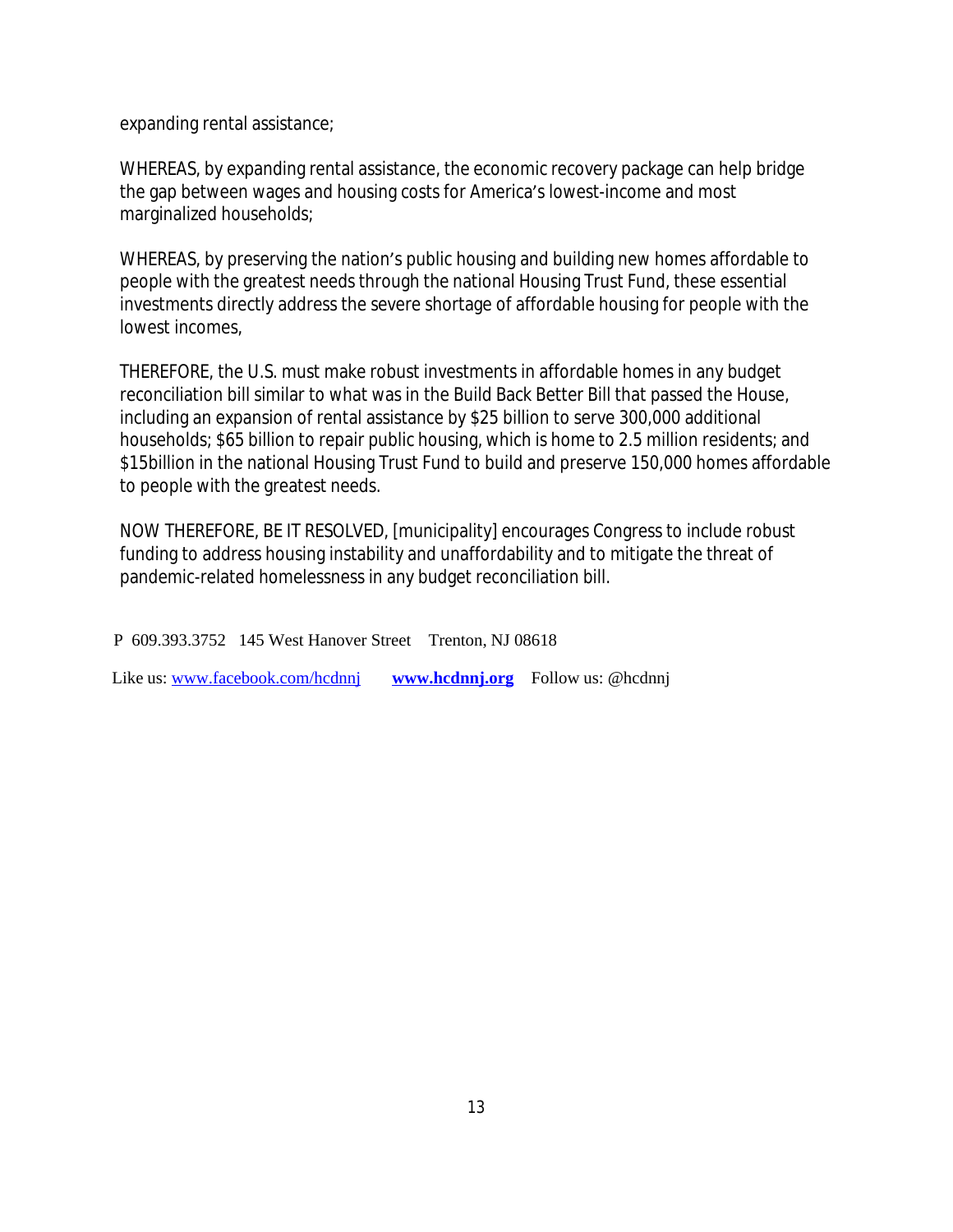expanding rental assistance;

WHEREAS, by expanding rental assistance, the economic recovery package can help bridge the gap between wages and housing costs for America's lowest-income and most marginalized households;

WHEREAS, by preserving the nation's public housing and building new homes affordable to people with the greatest needs through the national Housing Trust Fund, these essential investments directly address the severe shortage of affordable housing for people with the lowest incomes,

THEREFORE, the U.S. must make robust investments in affordable homes in any budget reconciliation bill similar to what was in the Build Back Better Bill that passed the House, including an expansion of rental assistance by $25 billion to serve 300,000 additional households; $65 billion to repair public housing, which is home to 2.5 million residents; and $15billion in the national Housing Trust Fund to build and preserve 150,000 homes affordable to people with the greatest needs.

NOW THEREFORE, BE IT RESOLVED, [municipality] encourages Congress to include robust funding to address housing instability and unaffordability and to mitigate the threat of pandemic-related homelessness in any budget reconciliation bill.

P 609.393.3752 145 West Hanover Street Trenton, NJ 08618

Like us: www.facebook.com/hcdnnj **www.hcdnnj.org** Follow us: @hcdnnj